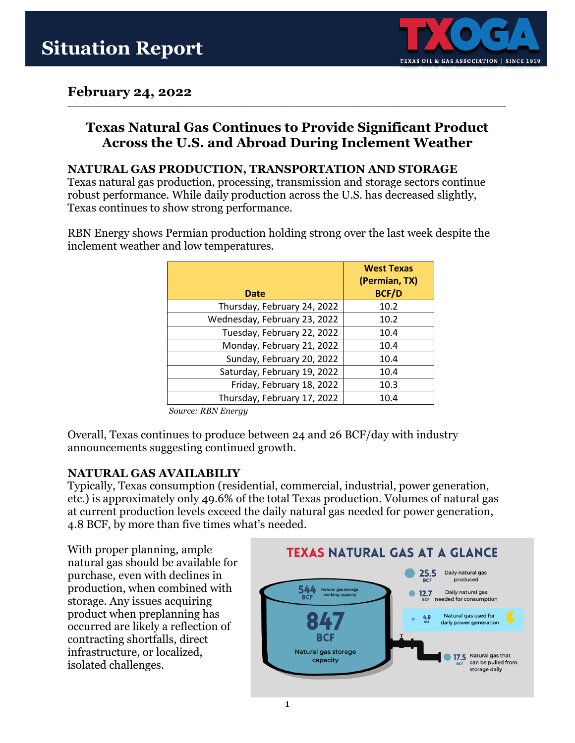# Situation Report

## February 24, 2022

## Texas Natural Gas Continues to Provide Significant Product Across the U.S. and Abroad During Inclement Weather

**NATURAL GAS PRODUCTION, TRANSPORTATION AND STORAGE**
Texas natural gas production, processing, transmission and storage sectors continue robust performance. While daily production across the U.S. has decreased slightly, Texas continues to show strong performance.

RBN Energy shows Permian production holding strong over the last week despite the inclement weather and low temperatures.

| Date | West Texas (Permian, TX) BCF/D |
|---|---|
| Thursday, February 24, 2022 | 10.2 |
| Wednesday, February 23, 2022 | 10.2 |
| Tuesday, February 22, 2022 | 10.4 |
| Monday, February 21, 2022 | 10.4 |
| Sunday, February 20, 2022 | 10.4 |
| Saturday, February 19, 2022 | 10.4 |
| Friday, February 18, 2022 | 10.3 |
| Thursday, February 17, 2022 | 10.4 |

*Source: RBN Energy*

Overall, Texas continues to produce between 24 and 26 BCF/day with industry announcements suggesting continued growth.

**NATURAL GAS AVAILABILIY**
Typically, Texas consumption (residential, commercial, industrial, power generation, etc.) is approximately only 49.6% of the total Texas production. Volumes of natural gas at current production levels exceed the daily natural gas needed for power generation, 4.8 BCF, by more than five times what's needed.

With proper planning, ample natural gas should be available for purchase, even with declines in production, when combined with storage. Any issues acquiring product when preplanning has occurred are likely a reflection of contracting shortfalls, direct infrastructure, or localized, isolated challenges.

**TEXAS NATURAL GAS AT A GLANCE**

- 544 BCF — Natural gas storage working capacity
- 847 BCF — Natural gas storage capacity
- 25.5 BCF — Daily natural gas produced
- 12.7 BCF — Daily natural gas needed for consumption
- 4.8 BCF — Natural gas used for daily power generation
- 17.5 BCF — Natural gas that can be pulled from storage daily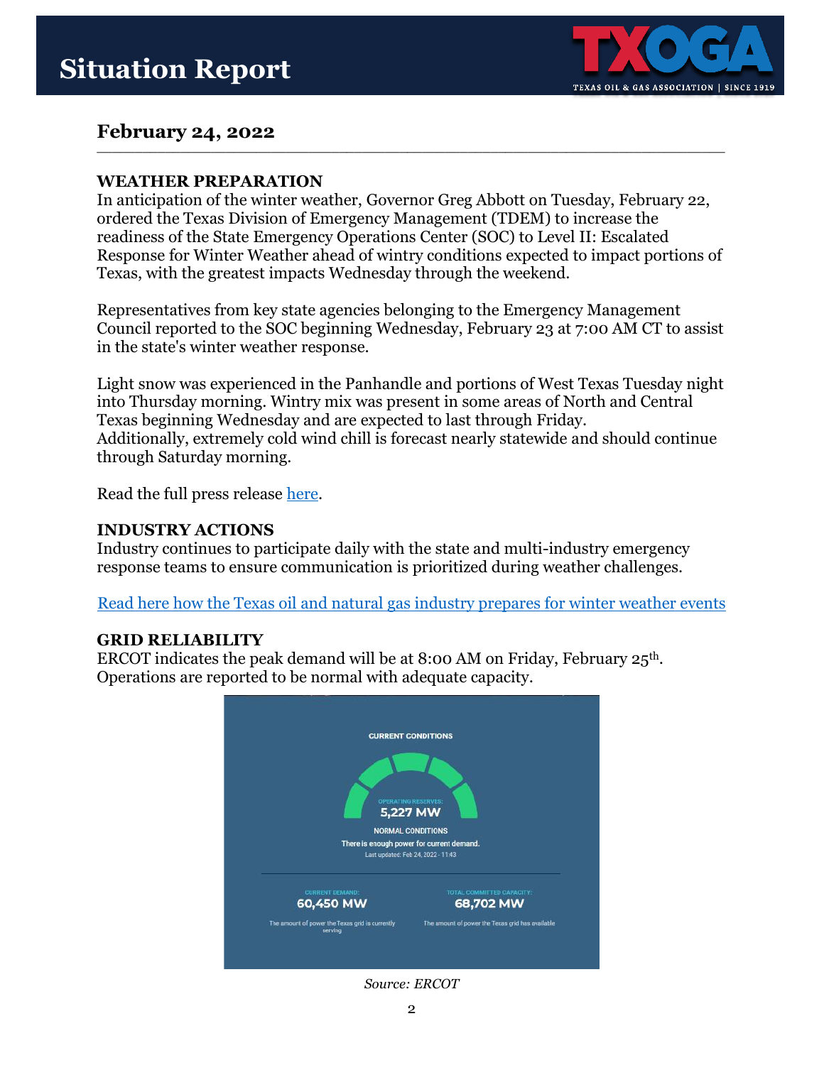# Situation Report

## February 24, 2022

### WEATHER PREPARATION

In anticipation of the winter weather, Governor Greg Abbott on Tuesday, February 22, ordered the Texas Division of Emergency Management (TDEM) to increase the readiness of the State Emergency Operations Center (SOC) to Level II: Escalated Response for Winter Weather ahead of wintry conditions expected to impact portions of Texas, with the greatest impacts Wednesday through the weekend.

Representatives from key state agencies belonging to the Emergency Management Council reported to the SOC beginning Wednesday, February 23 at 7:00 AM CT to assist in the state's winter weather response.

Light snow was experienced in the Panhandle and portions of West Texas Tuesday night into Thursday morning. Wintry mix was present in some areas of North and Central Texas beginning Wednesday and are expected to last through Friday. Additionally, extremely cold wind chill is forecast nearly statewide and should continue through Saturday morning.

Read the full press release here.

### INDUSTRY ACTIONS

Industry continues to participate daily with the state and multi-industry emergency response teams to ensure communication is prioritized during weather challenges.

Read here how the Texas oil and natural gas industry prepares for winter weather events

### GRID RELIABILITY

ERCOT indicates the peak demand will be at 8:00 AM on Friday, February 25th. Operations are reported to be normal with adequate capacity.

CURRENT CONDITIONS

OPERATING RESERVES: 5,227 MW

NORMAL CONDITIONS

There is enough power for current demand.

Last updated: Feb 24, 2022 - 11:43

CURRENT DEMAND: 60,450 MW — The amount of power the Texas grid is currently serving

TOTAL COMMITTED CAPACITY: 68,702 MW — The amount of power the Texas grid has available

*Source: ERCOT*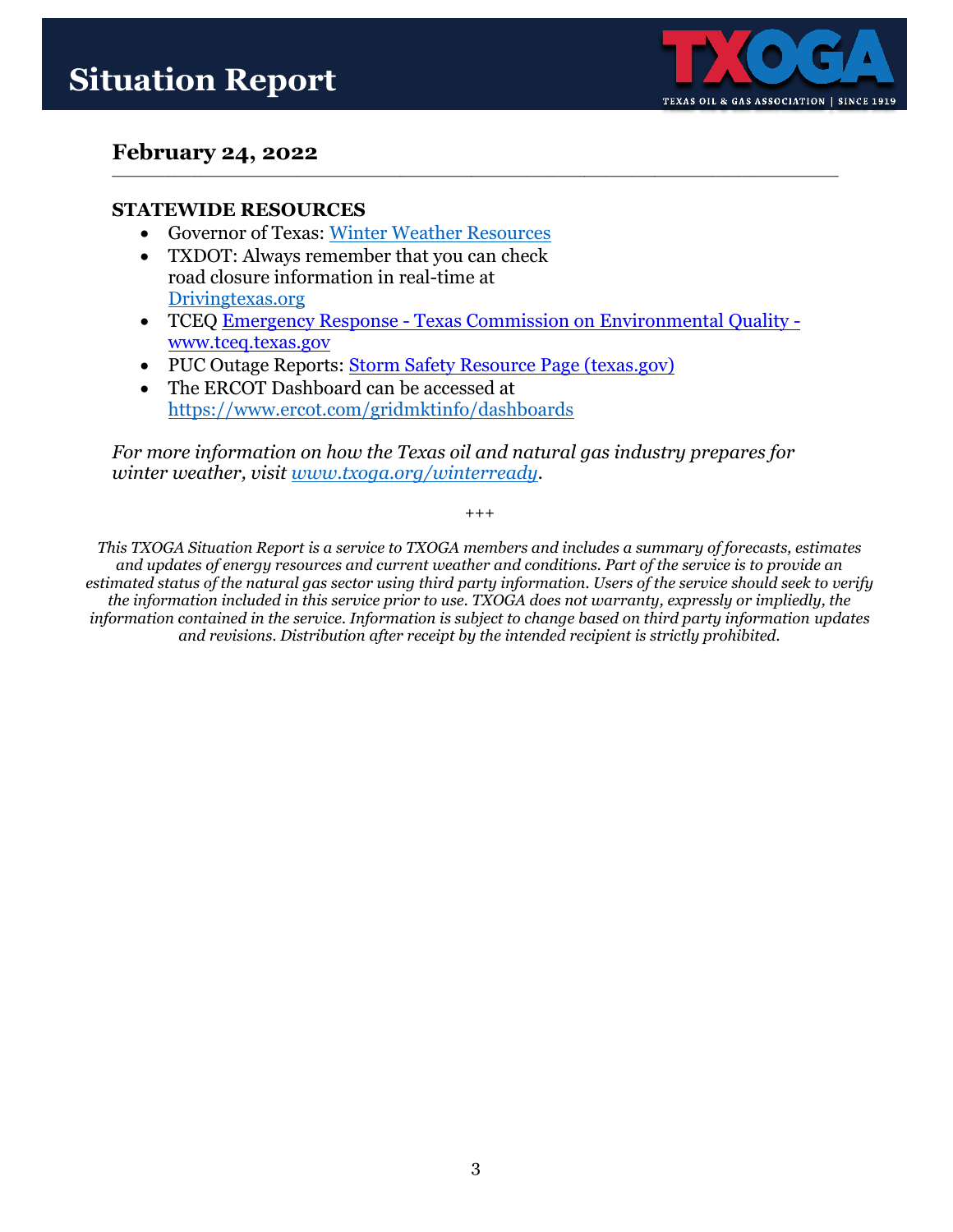# Situation Report

## February 24, 2022

---

**STATEWIDE RESOURCES**

- Governor of Texas: Winter Weather Resources
- TXDOT: Always remember that you can check road closure information in real-time at Drivingtexas.org
- TCEQ Emergency Response - Texas Commission on Environmental Quality - www.tceq.texas.gov
- PUC Outage Reports: Storm Safety Resource Page (texas.gov)
- The ERCOT Dashboard can be accessed at https://www.ercot.com/gridmktinfo/dashboards

*For more information on how the Texas oil and natural gas industry prepares for winter weather, visit www.txoga.org/winterready.*

+++

*This TXOGA Situation Report is a service to TXOGA members and includes a summary of forecasts, estimates and updates of energy resources and current weather and conditions. Part of the service is to provide an estimated status of the natural gas sector using third party information. Users of the service should seek to verify the information included in this service prior to use. TXOGA does not warranty, expressly or impliedly, the information contained in the service. Information is subject to change based on third party information updates and revisions. Distribution after receipt by the intended recipient is strictly prohibited.*